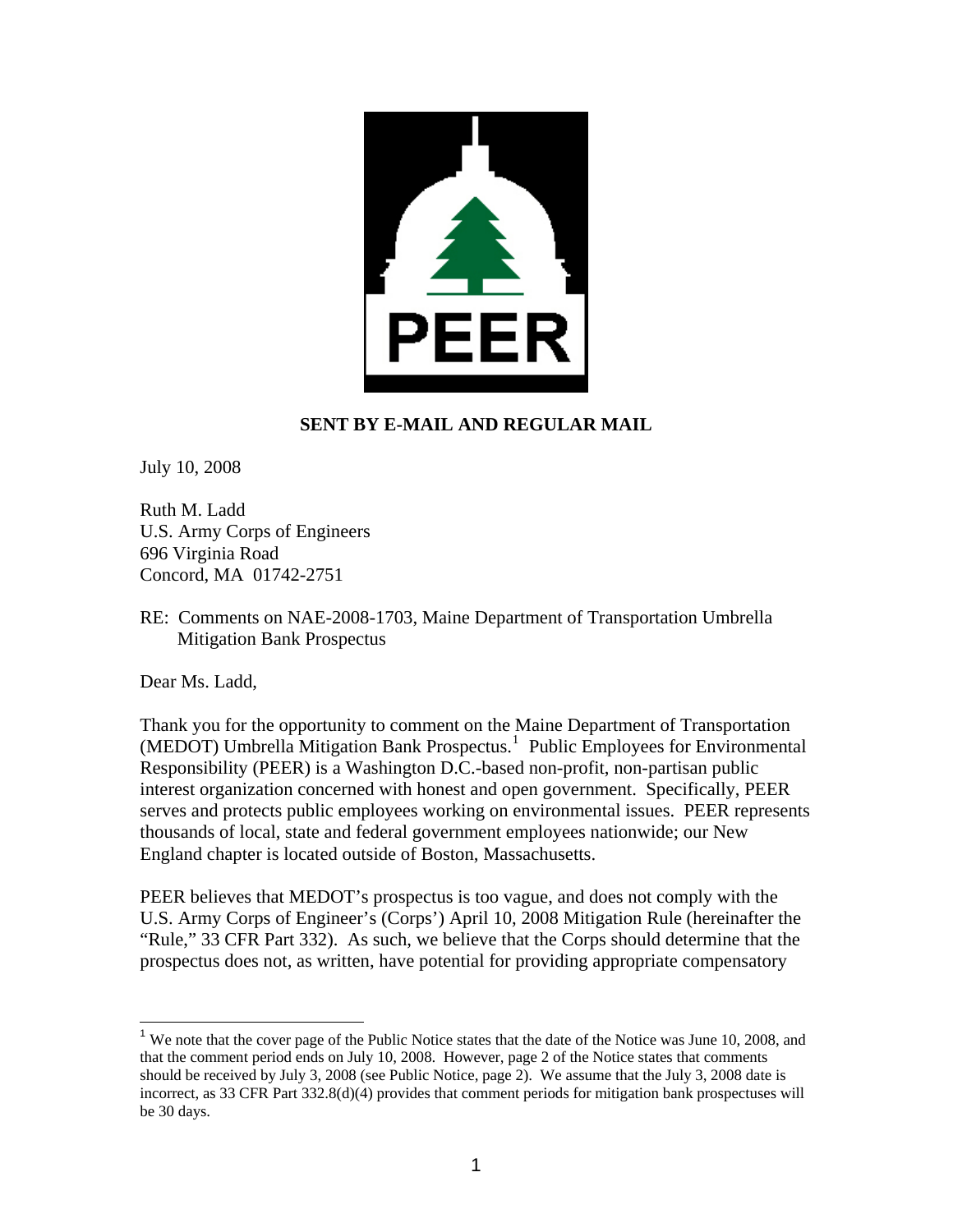**SENT BY E-MAIL AND REGULAR MAIL**

July 10, 2008

Ruth M. Ladd
U.S. Army Corps of Engineers
696 Virginia Road
Concord, MA 01742-2751

RE: Comments on NAE-2008-1703, Maine Department of Transportation Umbrella Mitigation Bank Prospectus

Dear Ms. Ladd,

Thank you for the opportunity to comment on the Maine Department of Transportation (MEDOT) Umbrella Mitigation Bank Prospectus.[1] Public Employees for Environmental Responsibility (PEER) is a Washington D.C.-based non-profit, non-partisan public interest organization concerned with honest and open government. Specifically, PEER serves and protects public employees working on environmental issues. PEER represents thousands of local, state and federal government employees nationwide; our New England chapter is located outside of Boston, Massachusetts.

PEER believes that MEDOT's prospectus is too vague, and does not comply with the U.S. Army Corps of Engineer's (Corps') April 10, 2008 Mitigation Rule (hereinafter the "Rule," 33 CFR Part 332). As such, we believe that the Corps should determine that the prospectus does not, as written, have potential for providing appropriate compensatory

[1] We note that the cover page of the Public Notice states that the date of the Notice was June 10, 2008, and that the comment period ends on July 10, 2008. However, page 2 of the Notice states that comments should be received by July 3, 2008 (see Public Notice, page 2). We assume that the July 3, 2008 date is incorrect, as 33 CFR Part 332.8(d)(4) provides that comment periods for mitigation bank prospectuses will be 30 days.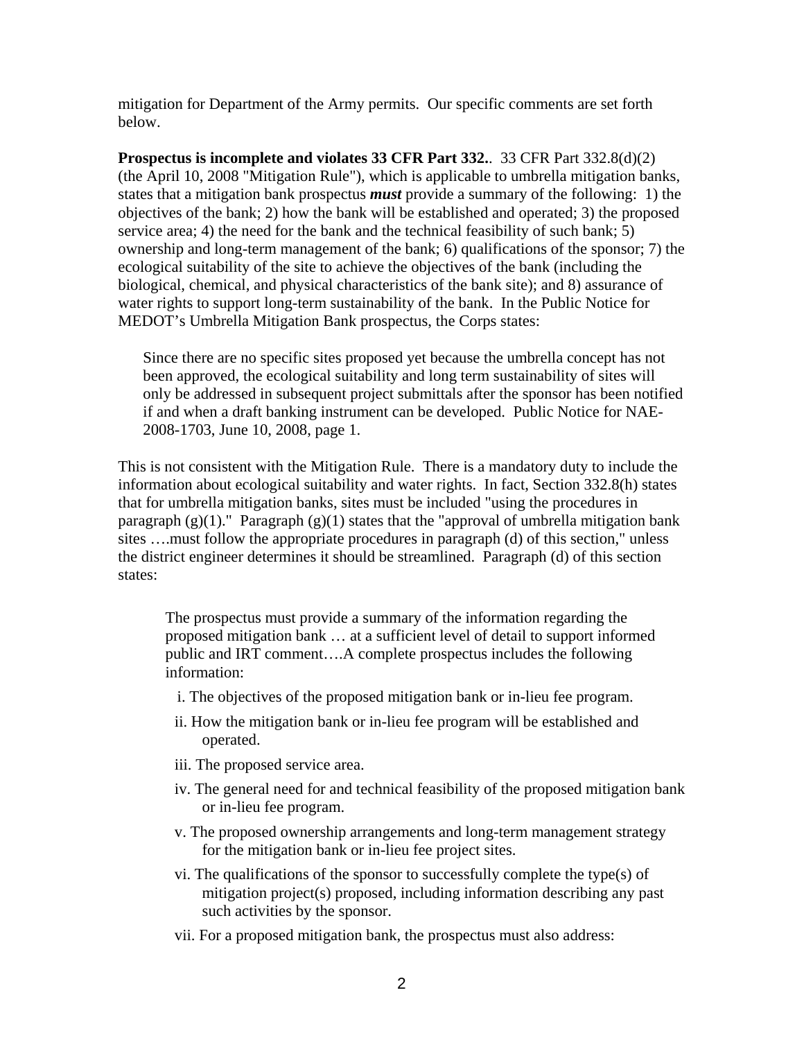mitigation for Department of the Army permits. Our specific comments are set forth below.

**Prospectus is incomplete and violates 33 CFR Part 332.**. 33 CFR Part 332.8(d)(2) (the April 10, 2008 "Mitigation Rule"), which is applicable to umbrella mitigation banks, states that a mitigation bank prospectus ***must*** provide a summary of the following: 1) the objectives of the bank; 2) how the bank will be established and operated; 3) the proposed service area; 4) the need for the bank and the technical feasibility of such bank; 5) ownership and long-term management of the bank; 6) qualifications of the sponsor; 7) the ecological suitability of the site to achieve the objectives of the bank (including the biological, chemical, and physical characteristics of the bank site); and 8) assurance of water rights to support long-term sustainability of the bank. In the Public Notice for MEDOT's Umbrella Mitigation Bank prospectus, the Corps states:

> Since there are no specific sites proposed yet because the umbrella concept has not been approved, the ecological suitability and long term sustainability of sites will only be addressed in subsequent project submittals after the sponsor has been notified if and when a draft banking instrument can be developed. Public Notice for NAE-2008-1703, June 10, 2008, page 1.

This is not consistent with the Mitigation Rule. There is a mandatory duty to include the information about ecological suitability and water rights. In fact, Section 332.8(h) states that for umbrella mitigation banks, sites must be included "using the procedures in paragraph (g)(1)." Paragraph (g)(1) states that the "approval of umbrella mitigation bank sites ….must follow the appropriate procedures in paragraph (d) of this section," unless the district engineer determines it should be streamlined. Paragraph (d) of this section states:

> The prospectus must provide a summary of the information regarding the proposed mitigation bank … at a sufficient level of detail to support informed public and IRT comment….A complete prospectus includes the following information:
>
> i. The objectives of the proposed mitigation bank or in-lieu fee program.
>
> ii. How the mitigation bank or in-lieu fee program will be established and operated.
>
> iii. The proposed service area.
>
> iv. The general need for and technical feasibility of the proposed mitigation bank or in-lieu fee program.
>
> v. The proposed ownership arrangements and long-term management strategy for the mitigation bank or in-lieu fee project sites.
>
> vi. The qualifications of the sponsor to successfully complete the type(s) of mitigation project(s) proposed, including information describing any past such activities by the sponsor.
>
> vii. For a proposed mitigation bank, the prospectus must also address: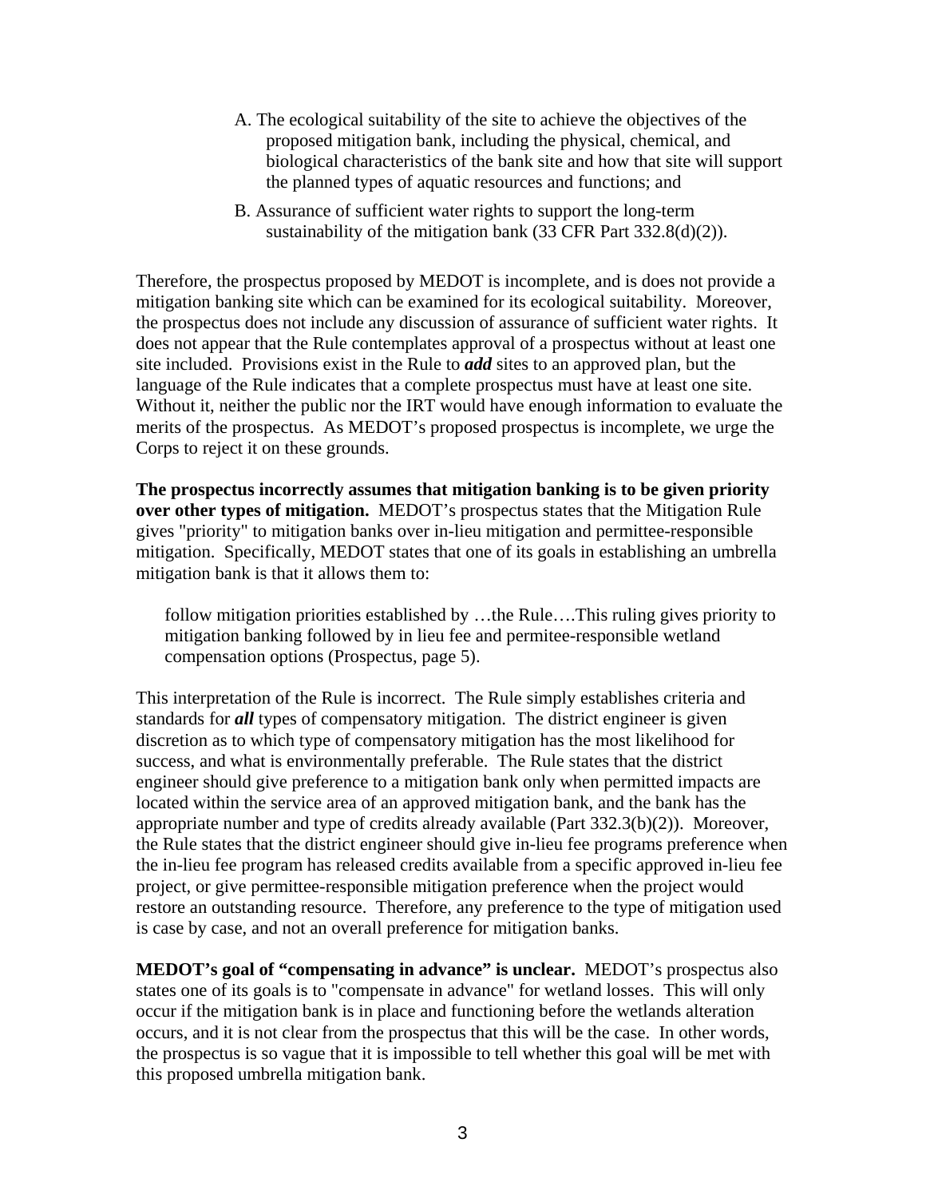A. The ecological suitability of the site to achieve the objectives of the proposed mitigation bank, including the physical, chemical, and biological characteristics of the bank site and how that site will support the planned types of aquatic resources and functions; and

B. Assurance of sufficient water rights to support the long-term sustainability of the mitigation bank (33 CFR Part 332.8(d)(2)).

Therefore, the prospectus proposed by MEDOT is incomplete, and is does not provide a mitigation banking site which can be examined for its ecological suitability. Moreover, the prospectus does not include any discussion of assurance of sufficient water rights. It does not appear that the Rule contemplates approval of a prospectus without at least one site included. Provisions exist in the Rule to ***add*** sites to an approved plan, but the language of the Rule indicates that a complete prospectus must have at least one site. Without it, neither the public nor the IRT would have enough information to evaluate the merits of the prospectus. As MEDOT's proposed prospectus is incomplete, we urge the Corps to reject it on these grounds.

**The prospectus incorrectly assumes that mitigation banking is to be given priority over other types of mitigation.** MEDOT's prospectus states that the Mitigation Rule gives "priority" to mitigation banks over in-lieu mitigation and permittee-responsible mitigation. Specifically, MEDOT states that one of its goals in establishing an umbrella mitigation bank is that it allows them to:

> follow mitigation priorities established by …the Rule….This ruling gives priority to mitigation banking followed by in lieu fee and permitee-responsible wetland compensation options (Prospectus, page 5).

This interpretation of the Rule is incorrect. The Rule simply establishes criteria and standards for ***all*** types of compensatory mitigation. The district engineer is given discretion as to which type of compensatory mitigation has the most likelihood for success, and what is environmentally preferable. The Rule states that the district engineer should give preference to a mitigation bank only when permitted impacts are located within the service area of an approved mitigation bank, and the bank has the appropriate number and type of credits already available (Part 332.3(b)(2)). Moreover, the Rule states that the district engineer should give in-lieu fee programs preference when the in-lieu fee program has released credits available from a specific approved in-lieu fee project, or give permittee-responsible mitigation preference when the project would restore an outstanding resource. Therefore, any preference to the type of mitigation used is case by case, and not an overall preference for mitigation banks.

**MEDOT's goal of "compensating in advance" is unclear.** MEDOT's prospectus also states one of its goals is to "compensate in advance" for wetland losses. This will only occur if the mitigation bank is in place and functioning before the wetlands alteration occurs, and it is not clear from the prospectus that this will be the case. In other words, the prospectus is so vague that it is impossible to tell whether this goal will be met with this proposed umbrella mitigation bank.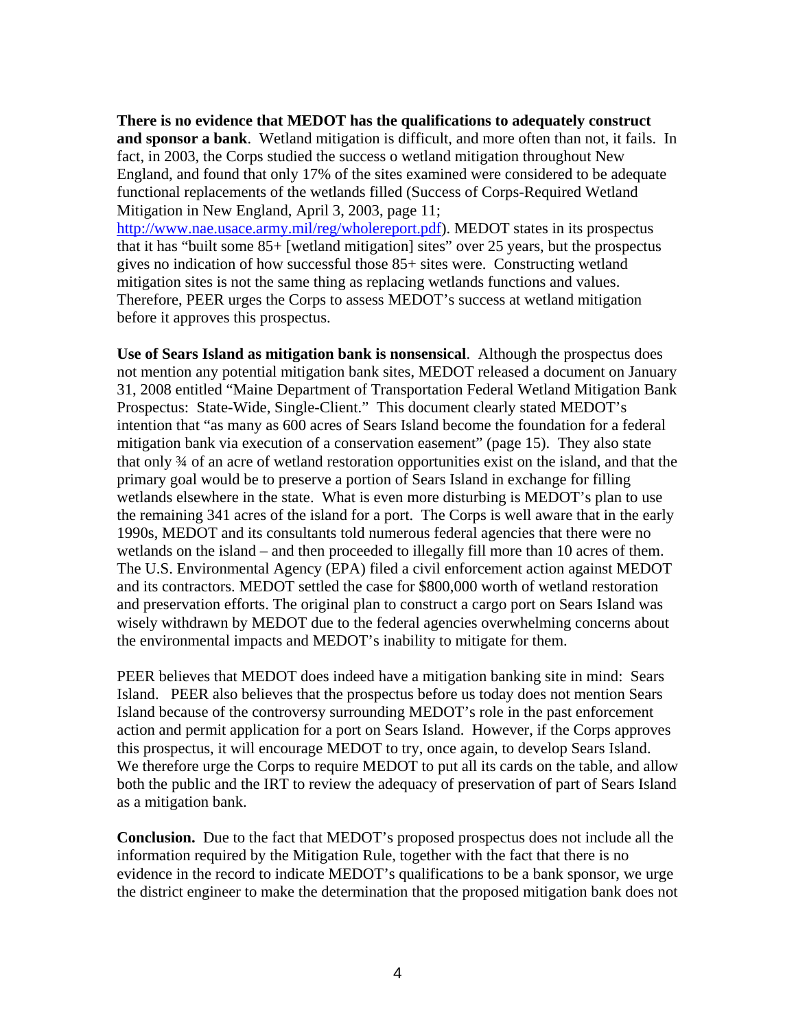**There is no evidence that MEDOT has the qualifications to adequately construct and sponsor a bank**. Wetland mitigation is difficult, and more often than not, it fails. In fact, in 2003, the Corps studied the success o wetland mitigation throughout New England, and found that only 17% of the sites examined were considered to be adequate functional replacements of the wetlands filled (Success of Corps-Required Wetland Mitigation in New England, April 3, 2003, page 11; http://www.nae.usace.army.mil/reg/wholereport.pdf). MEDOT states in its prospectus that it has "built some 85+ [wetland mitigation] sites" over 25 years, but the prospectus gives no indication of how successful those 85+ sites were. Constructing wetland mitigation sites is not the same thing as replacing wetlands functions and values. Therefore, PEER urges the Corps to assess MEDOT's success at wetland mitigation before it approves this prospectus.

**Use of Sears Island as mitigation bank is nonsensical**. Although the prospectus does not mention any potential mitigation bank sites, MEDOT released a document on January 31, 2008 entitled "Maine Department of Transportation Federal Wetland Mitigation Bank Prospectus: State-Wide, Single-Client." This document clearly stated MEDOT's intention that "as many as 600 acres of Sears Island become the foundation for a federal mitigation bank via execution of a conservation easement" (page 15). They also state that only ¾ of an acre of wetland restoration opportunities exist on the island, and that the primary goal would be to preserve a portion of Sears Island in exchange for filling wetlands elsewhere in the state. What is even more disturbing is MEDOT's plan to use the remaining 341 acres of the island for a port. The Corps is well aware that in the early 1990s, MEDOT and its consultants told numerous federal agencies that there were no wetlands on the island – and then proceeded to illegally fill more than 10 acres of them. The U.S. Environmental Agency (EPA) filed a civil enforcement action against MEDOT and its contractors. MEDOT settled the case for $800,000 worth of wetland restoration and preservation efforts. The original plan to construct a cargo port on Sears Island was wisely withdrawn by MEDOT due to the federal agencies overwhelming concerns about the environmental impacts and MEDOT's inability to mitigate for them.

PEER believes that MEDOT does indeed have a mitigation banking site in mind: Sears Island. PEER also believes that the prospectus before us today does not mention Sears Island because of the controversy surrounding MEDOT's role in the past enforcement action and permit application for a port on Sears Island. However, if the Corps approves this prospectus, it will encourage MEDOT to try, once again, to develop Sears Island. We therefore urge the Corps to require MEDOT to put all its cards on the table, and allow both the public and the IRT to review the adequacy of preservation of part of Sears Island as a mitigation bank.

**Conclusion.** Due to the fact that MEDOT's proposed prospectus does not include all the information required by the Mitigation Rule, together with the fact that there is no evidence in the record to indicate MEDOT's qualifications to be a bank sponsor, we urge the district engineer to make the determination that the proposed mitigation bank does not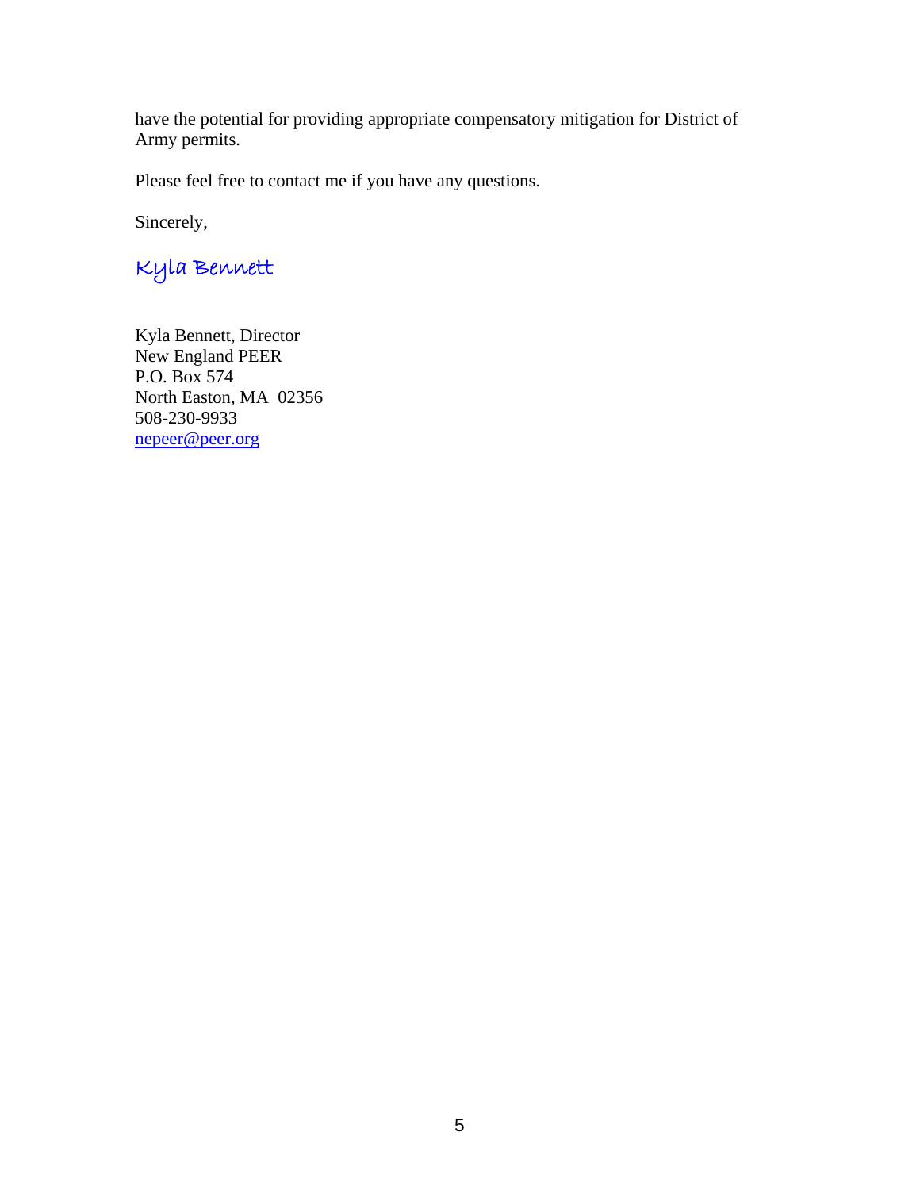have the potential for providing appropriate compensatory mitigation for District of Army permits.

Please feel free to contact me if you have any questions.

Sincerely,

Kyla Bennett

Kyla Bennett, Director
New England PEER
P.O. Box 574
North Easton, MA  02356
508-230-9933
nepeer@peer.org